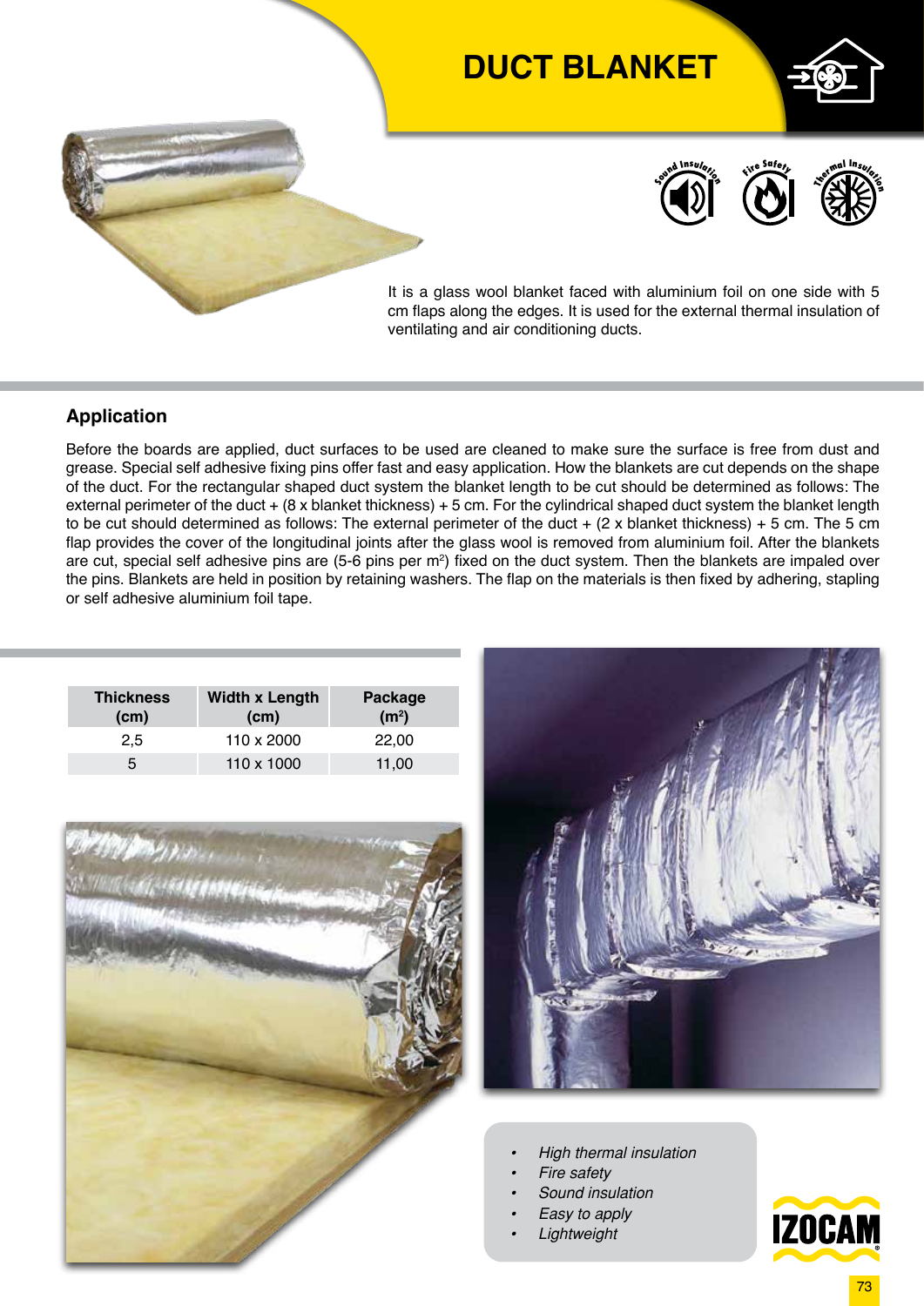# DUCT BLANKET

It is a glass wool blanket faced with aluminium foil on one side with 5 cm flaps along the edges. It is used for the external thermal insulation of ventilating and air conditioning ducts.

## Application

Before the boards are applied, duct surfaces to be used are cleaned to make sure the surface is free from dust and grease. Special self adhesive fixing pins offer fast and easy application. How the blankets are cut depends on the shape of the duct. For the rectangular shaped duct system the blanket length to be cut should be determined as follows: The external perimeter of the duct + (8 x blanket thickness) + 5 cm. For the cylindrical shaped duct system the blanket length to be cut should determined as follows: The external perimeter of the duct + (2 x blanket thickness) + 5 cm. The 5 cm flap provides the cover of the longitudinal joints after the glass wool is removed from aluminium foil. After the blankets are cut, special self adhesive pins are (5-6 pins per m$^2$) fixed on the duct system. Then the blankets are impaled over the pins. Blankets are held in position by retaining washers. The flap on the materials is then fixed by adhering, stapling or self adhesive aluminium foil tape.

| Thickness (cm) | Width x Length (cm) | Package (m$^2$) |
|---|---|---|
| 2,5 | 110 x 2000 | 22,00 |
| 5 | 110 x 1000 | 11,00 |

- *High thermal insulation*
- *Fire safety*
- *Sound insulation*
- *Easy to apply*
- *Lightweight*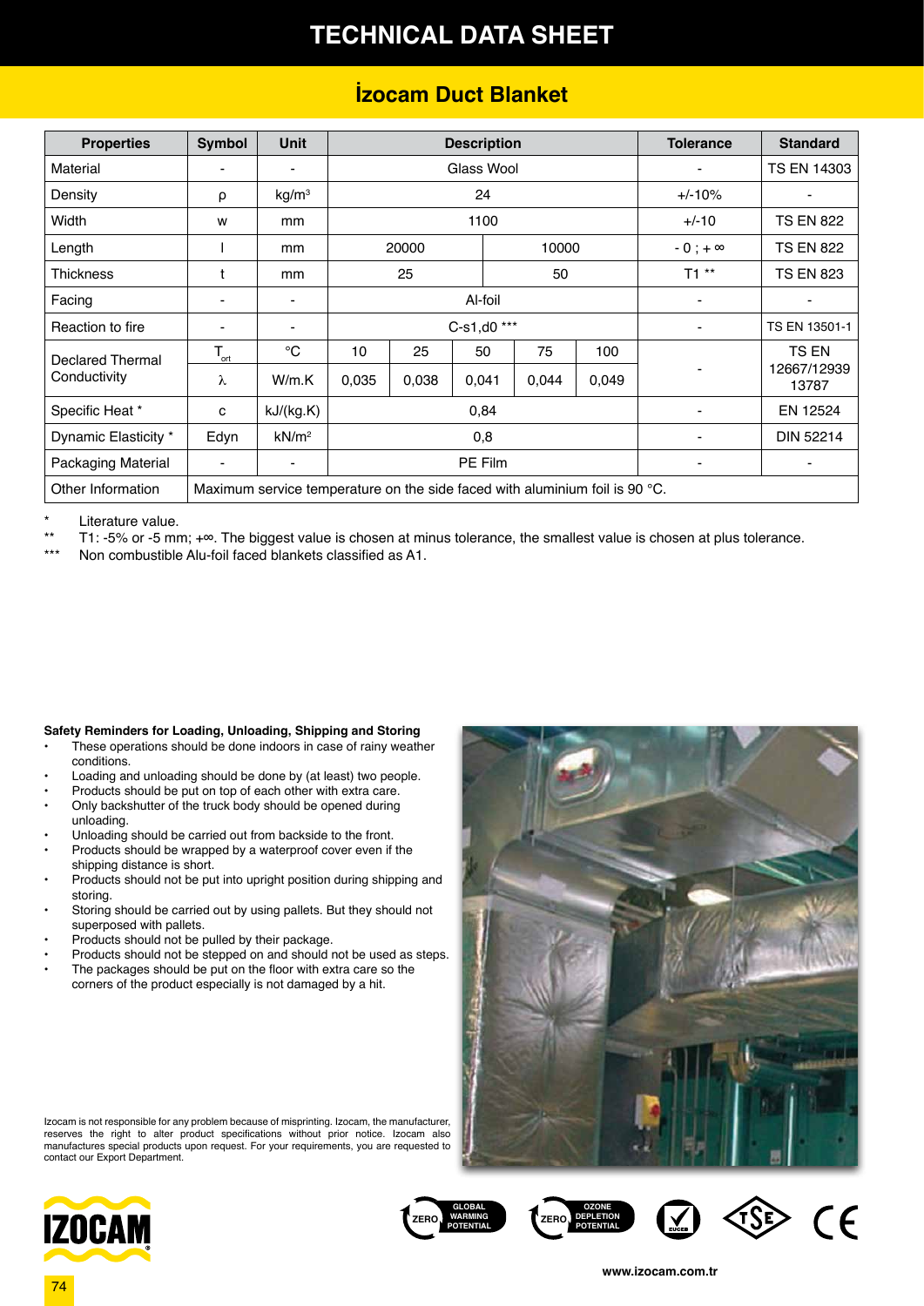# TECHNICAL DATA SHEET

## İzocam Duct Blanket

| Properties | Symbol | Unit | Description | | | | | Tolerance | Standard |
|---|---|---|---|---|---|---|---|---|---|
| Material | - | - | Glass Wool | | | | | - | TS EN 14303 |
| Density | ρ | kg/m³ | 24 | | | | | +/-10% | - |
| Width | w | mm | 1100 | | | | | +/-10 | TS EN 822 |
| Length | l | mm | 20000 | | | 10000 | | - 0 ; + ∞ | TS EN 822 |
| Thickness | t | mm | 25 | | | 50 | | T1 ** | TS EN 823 |
| Facing | - | - | Al-foil | | | | | - | - |
| Reaction to fire | - | - | C-s1,d0 *** | | | | | - | TS EN 13501-1 |
| Declared Thermal Conductivity | $T_{ort}$ | °C | 10 | 25 | 50 | 75 | 100 | - | TS EN 12667/12939 13787 |
| | λ | W/m.K | 0,035 | 0,038 | 0,041 | 0,044 | 0,049 | | |
| Specific Heat * | c | kJ/(kg.K) | 0,84 | | | | | - | EN 12524 |
| Dynamic Elasticity * | Edyn | kN/m² | 0,8 | | | | | - | DIN 52214 |
| Packaging Material | - | - | PE Film | | | | | - | - |
| Other Information | Maximum service temperature on the side faced with aluminium foil is 90 °C. | | | | | | | | |

\* Literature value.

\*\* T1: -5% or -5 mm; +∞. The biggest value is chosen at minus tolerance, the smallest value is chosen at plus tolerance.

\*\*\* Non combustible Alu-foil faced blankets classified as A1.

**Safety Reminders for Loading, Unloading, Shipping and Storing**

- These operations should be done indoors in case of rainy weather conditions.
- Loading and unloading should be done by (at least) two people.
- Products should be put on top of each other with extra care.
- Only backshutter of the truck body should be opened during unloading.
- Unloading should be carried out from backside to the front.
- Products should be wrapped by a waterproof cover even if the shipping distance is short.
- Products should not be put into upright position during shipping and storing.
- Storing should be carried out by using pallets. But they should not superposed with pallets.
- Products should not be pulled by their package.
- Products should not be stepped on and should not be used as steps.
- The packages should be put on the floor with extra care so the corners of the product especially is not damaged by a hit.

Izocam is not responsible for any problem because of misprinting. Izocam, the manufacturer, reserves the right to alter product specifications without prior notice. Izocam also manufactures special products upon request. For your requirements, you are requested to contact our Export Department.

ZERO GLOBAL WARMING POTENTIAL — ZERO OZONE DEPLETION POTENTIAL

www.izocam.com.tr